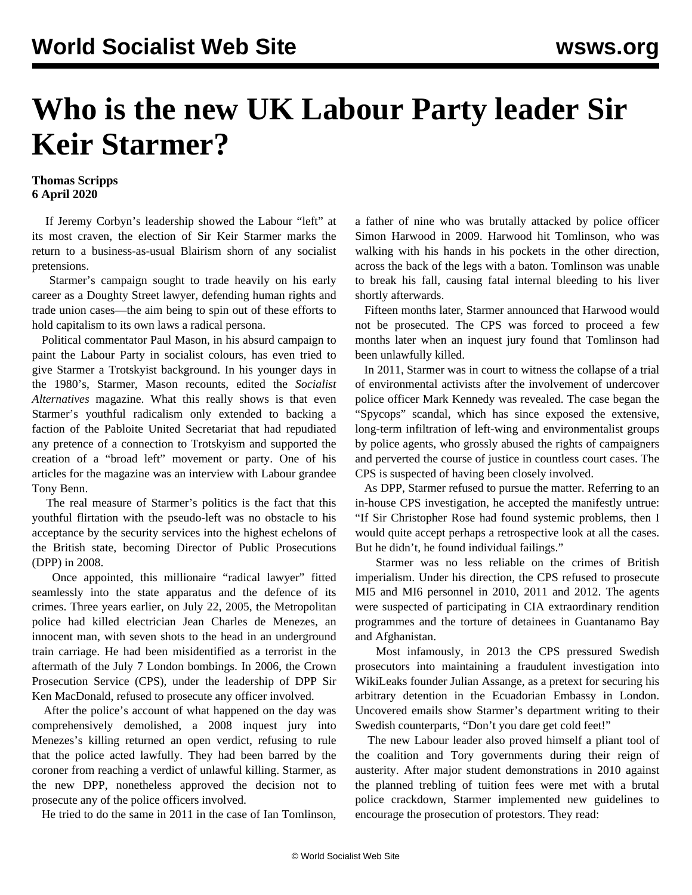# Who is the new UK Labour Party leader Sir Keir Starmer?

**Thomas Scripps**
**6 April 2020**

If Jeremy Corbyn's leadership showed the Labour "left" at its most craven, the election of Sir Keir Starmer marks the return to a business-as-usual Blairism shorn of any socialist pretensions.

Starmer's campaign sought to trade heavily on his early career as a Doughty Street lawyer, defending human rights and trade union cases—the aim being to spin out of these efforts to hold capitalism to its own laws a radical persona.

Political commentator Paul Mason, in his absurd campaign to paint the Labour Party in socialist colours, has even tried to give Starmer a Trotskyist background. In his younger days in the 1980's, Starmer, Mason recounts, edited the *Socialist Alternatives* magazine. What this really shows is that even Starmer's youthful radicalism only extended to backing a faction of the Pabloite United Secretariat that had repudiated any pretence of a connection to Trotskyism and supported the creation of a "broad left" movement or party. One of his articles for the magazine was an interview with Labour grandee Tony Benn.

The real measure of Starmer's politics is the fact that this youthful flirtation with the pseudo-left was no obstacle to his acceptance by the security services into the highest echelons of the British state, becoming Director of Public Prosecutions (DPP) in 2008.

Once appointed, this millionaire "radical lawyer" fitted seamlessly into the state apparatus and the defence of its crimes. Three years earlier, on July 22, 2005, the Metropolitan police had killed electrician Jean Charles de Menezes, an innocent man, with seven shots to the head in an underground train carriage. He had been misidentified as a terrorist in the aftermath of the July 7 London bombings. In 2006, the Crown Prosecution Service (CPS), under the leadership of DPP Sir Ken MacDonald, refused to prosecute any officer involved.

After the police's account of what happened on the day was comprehensively demolished, a 2008 inquest jury into Menezes's killing returned an open verdict, refusing to rule that the police acted lawfully. They had been barred by the coroner from reaching a verdict of unlawful killing. Starmer, as the new DPP, nonetheless approved the decision not to prosecute any of the police officers involved.

He tried to do the same in 2011 in the case of Ian Tomlinson, a father of nine who was brutally attacked by police officer Simon Harwood in 2009. Harwood hit Tomlinson, who was walking with his hands in his pockets in the other direction, across the back of the legs with a baton. Tomlinson was unable to break his fall, causing fatal internal bleeding to his liver shortly afterwards.

Fifteen months later, Starmer announced that Harwood would not be prosecuted. The CPS was forced to proceed a few months later when an inquest jury found that Tomlinson had been unlawfully killed.

In 2011, Starmer was in court to witness the collapse of a trial of environmental activists after the involvement of undercover police officer Mark Kennedy was revealed. The case began the "Spycops" scandal, which has since exposed the extensive, long-term infiltration of left-wing and environmentalist groups by police agents, who grossly abused the rights of campaigners and perverted the course of justice in countless court cases. The CPS is suspected of having been closely involved.

As DPP, Starmer refused to pursue the matter. Referring to an in-house CPS investigation, he accepted the manifestly untrue: "If Sir Christopher Rose had found systemic problems, then I would quite accept perhaps a retrospective look at all the cases. But he didn't, he found individual failings."

Starmer was no less reliable on the crimes of British imperialism. Under his direction, the CPS refused to prosecute MI5 and MI6 personnel in 2010, 2011 and 2012. The agents were suspected of participating in CIA extraordinary rendition programmes and the torture of detainees in Guantanamo Bay and Afghanistan.

Most infamously, in 2013 the CPS pressured Swedish prosecutors into maintaining a fraudulent investigation into WikiLeaks founder Julian Assange, as a pretext for securing his arbitrary detention in the Ecuadorian Embassy in London. Uncovered emails show Starmer's department writing to their Swedish counterparts, "Don't you dare get cold feet!"

The new Labour leader also proved himself a pliant tool of the coalition and Tory governments during their reign of austerity. After major student demonstrations in 2010 against the planned trebling of tuition fees were met with a brutal police crackdown, Starmer implemented new guidelines to encourage the prosecution of protestors. They read: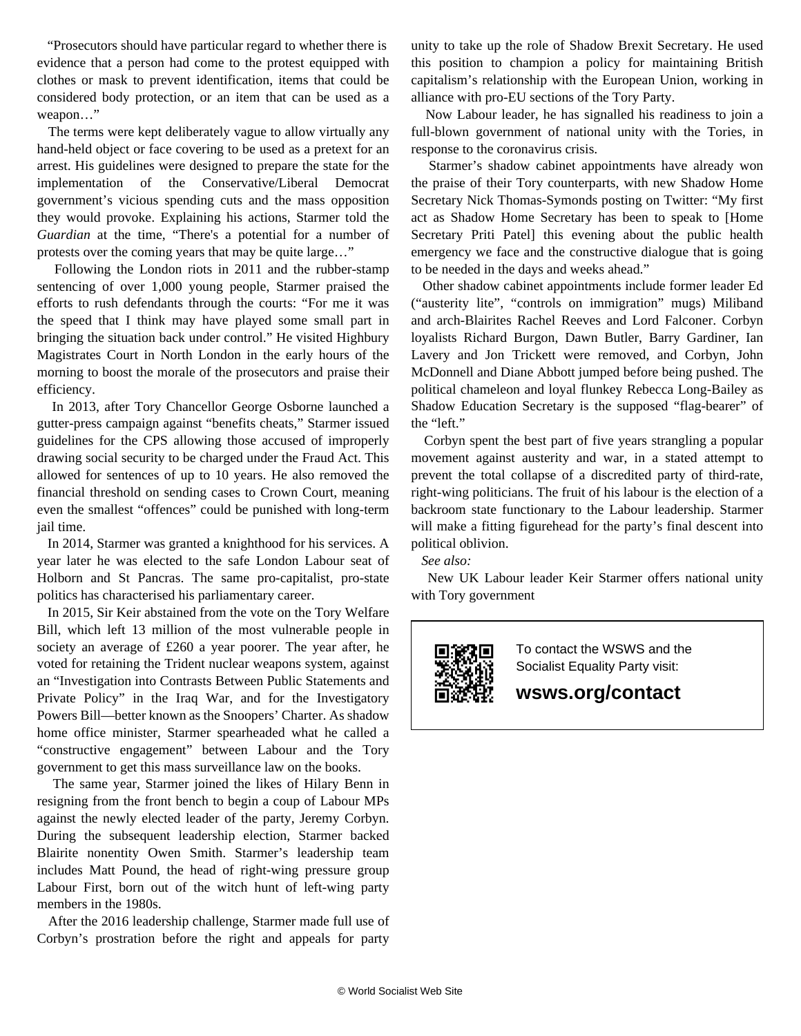"Prosecutors should have particular regard to whether there is evidence that a person had come to the protest equipped with clothes or mask to prevent identification, items that could be considered body protection, or an item that can be used as a weapon…"

The terms were kept deliberately vague to allow virtually any hand-held object or face covering to be used as a pretext for an arrest. His guidelines were designed to prepare the state for the implementation of the Conservative/Liberal Democrat government's vicious spending cuts and the mass opposition they would provoke. Explaining his actions, Starmer told the *Guardian* at the time, "There's a potential for a number of protests over the coming years that may be quite large…"

Following the London riots in 2011 and the rubber-stamp sentencing of over 1,000 young people, Starmer praised the efforts to rush defendants through the courts: "For me it was the speed that I think may have played some small part in bringing the situation back under control." He visited Highbury Magistrates Court in North London in the early hours of the morning to boost the morale of the prosecutors and praise their efficiency.

In 2013, after Tory Chancellor George Osborne launched a gutter-press campaign against "benefits cheats," Starmer issued guidelines for the CPS allowing those accused of improperly drawing social security to be charged under the Fraud Act. This allowed for sentences of up to 10 years. He also removed the financial threshold on sending cases to Crown Court, meaning even the smallest "offences" could be punished with long-term jail time.

In 2014, Starmer was granted a knighthood for his services. A year later he was elected to the safe London Labour seat of Holborn and St Pancras. The same pro-capitalist, pro-state politics has characterised his parliamentary career.

In 2015, Sir Keir abstained from the vote on the Tory Welfare Bill, which left 13 million of the most vulnerable people in society an average of £260 a year poorer. The year after, he voted for retaining the Trident nuclear weapons system, against an "Investigation into Contrasts Between Public Statements and Private Policy" in the Iraq War, and for the Investigatory Powers Bill—better known as the Snoopers' Charter. As shadow home office minister, Starmer spearheaded what he called a "constructive engagement" between Labour and the Tory government to get this mass surveillance law on the books.

The same year, Starmer joined the likes of Hilary Benn in resigning from the front bench to begin a coup of Labour MPs against the newly elected leader of the party, Jeremy Corbyn. During the subsequent leadership election, Starmer backed Blairite nonentity Owen Smith. Starmer's leadership team includes Matt Pound, the head of right-wing pressure group Labour First, born out of the witch hunt of left-wing party members in the 1980s.

After the 2016 leadership challenge, Starmer made full use of Corbyn's prostration before the right and appeals for party unity to take up the role of Shadow Brexit Secretary. He used this position to champion a policy for maintaining British capitalism's relationship with the European Union, working in alliance with pro-EU sections of the Tory Party.

Now Labour leader, he has signalled his readiness to join a full-blown government of national unity with the Tories, in response to the coronavirus crisis.

Starmer's shadow cabinet appointments have already won the praise of their Tory counterparts, with new Shadow Home Secretary Nick Thomas-Symonds posting on Twitter: "My first act as Shadow Home Secretary has been to speak to [Home Secretary Priti Patel] this evening about the public health emergency we face and the constructive dialogue that is going to be needed in the days and weeks ahead."

Other shadow cabinet appointments include former leader Ed ("austerity lite", "controls on immigration" mugs) Miliband and arch-Blairites Rachel Reeves and Lord Falconer. Corbyn loyalists Richard Burgon, Dawn Butler, Barry Gardiner, Ian Lavery and Jon Trickett were removed, and Corbyn, John McDonnell and Diane Abbott jumped before being pushed. The political chameleon and loyal flunkey Rebecca Long-Bailey as Shadow Education Secretary is the supposed "flag-bearer" of the "left."

Corbyn spent the best part of five years strangling a popular movement against austerity and war, in a stated attempt to prevent the total collapse of a discredited party of third-rate, right-wing politicians. The fruit of his labour is the election of a backroom state functionary to the Labour leadership. Starmer will make a fitting figurehead for the party's final descent into political oblivion.

*See also:*

New UK Labour leader Keir Starmer offers national unity with Tory government

To contact the WSWS and the Socialist Equality Party visit:

**wsws.org/contact**